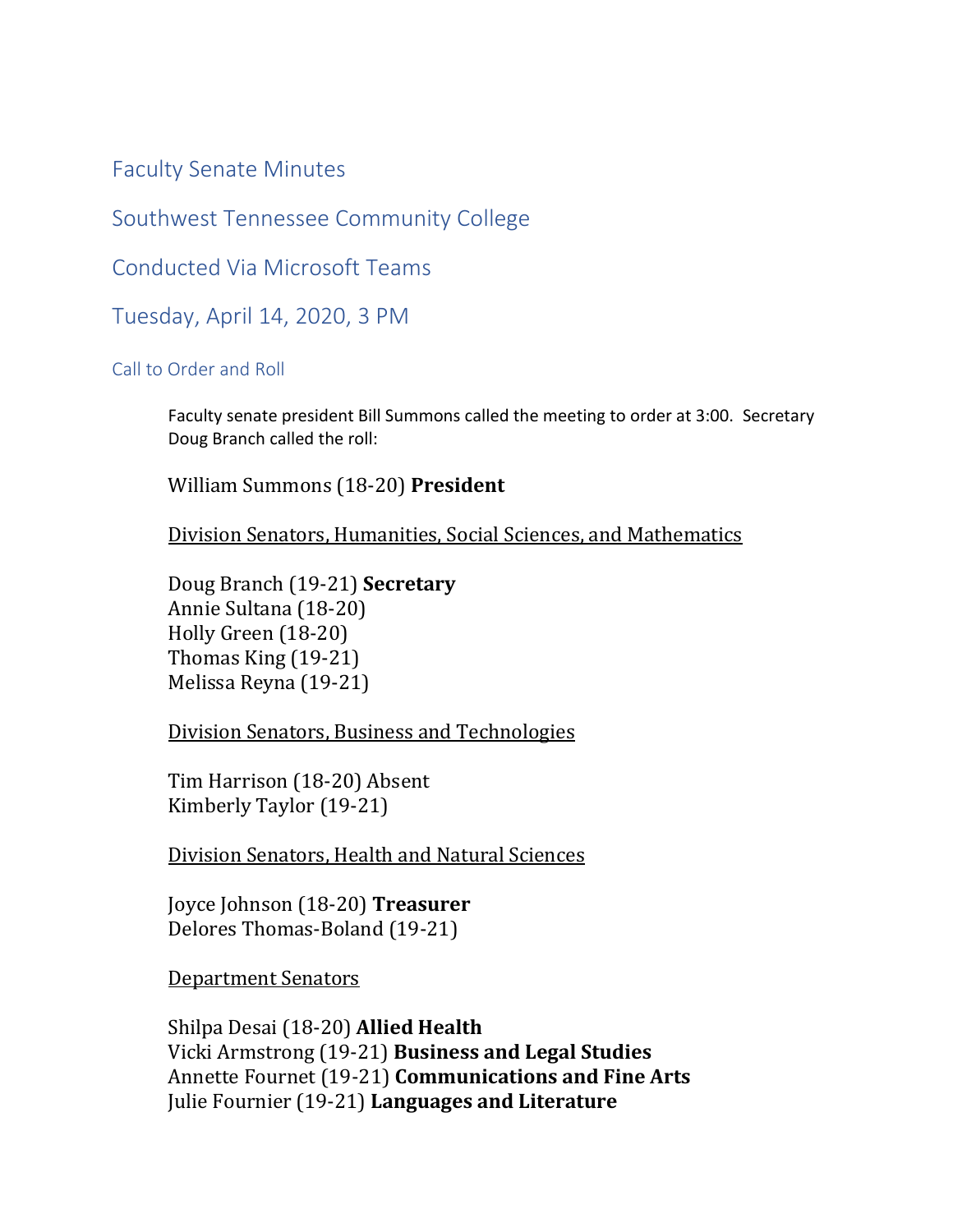# Faculty Senate Minutes

# Southwest Tennessee Community College

# Conducted Via Microsoft Teams

# Tuesday, April 14, 2020, 3 PM

## Call to Order and Roll

Faculty senate president Bill Summons called the meeting to order at 3:00. Secretary Doug Branch called the roll:

William Summons (18-20) **President**

<u>Division Senators, Humanities, Social Sciences, and Mathematics</u>

Doug Branch (19-21) **Secretary**
Annie Sultana (18-20)
Holly Green (18-20)
Thomas King (19-21)
Melissa Reyna (19-21)

<u>Division Senators, Business and Technologies</u>

Tim Harrison (18-20) Absent
Kimberly Taylor (19-21)

<u>Division Senators, Health and Natural Sciences</u>

Joyce Johnson (18-20) **Treasurer**
Delores Thomas-Boland (19-21)

<u>Department Senators</u>

Shilpa Desai (18-20) **Allied Health**
Vicki Armstrong (19-21) **Business and Legal Studies**
Annette Fournet (19-21) **Communications and Fine Arts**
Julie Fournier (19-21) **Languages and Literature**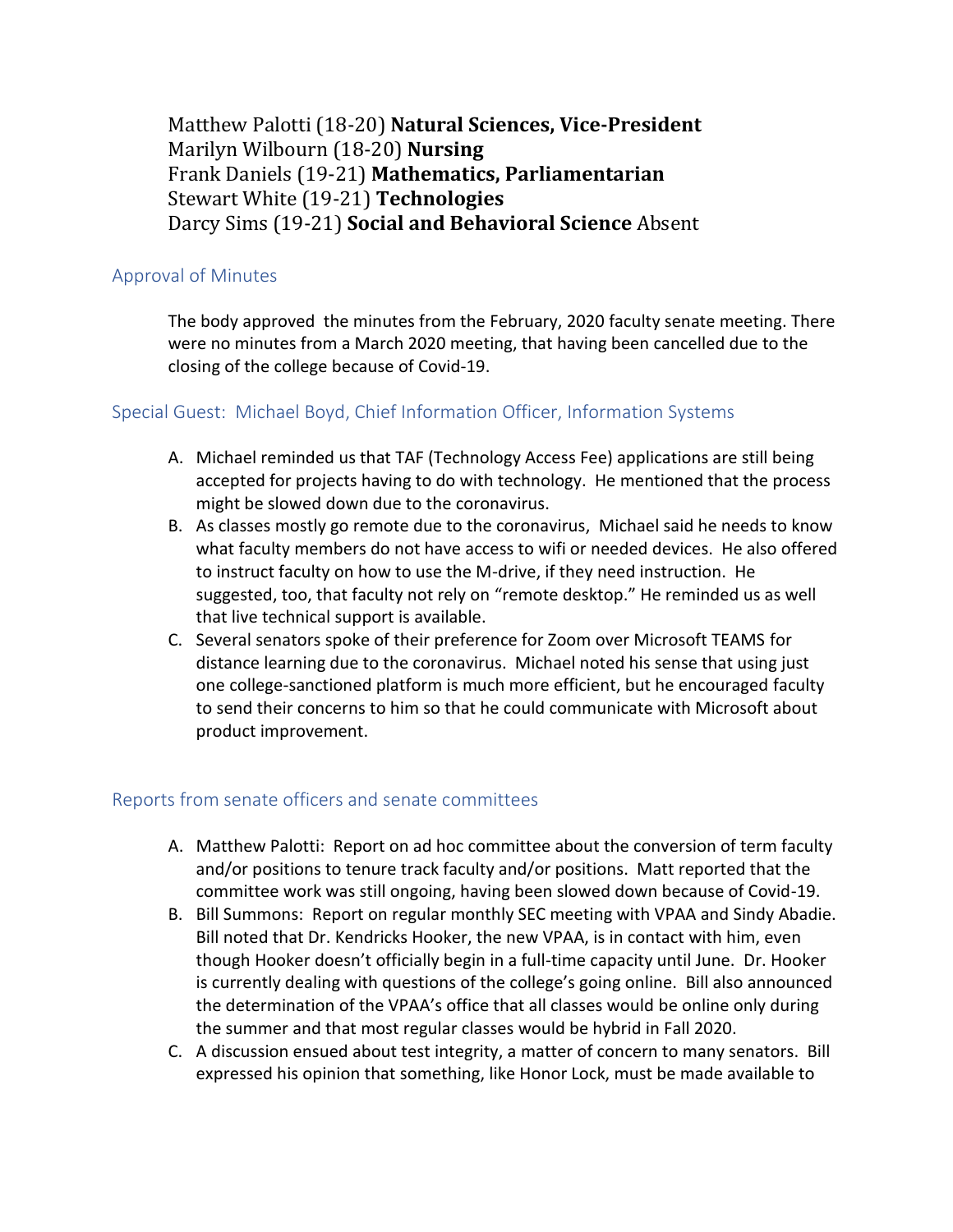Matthew Palotti (18-20) **Natural Sciences, Vice-President**
Marilyn Wilbourn (18-20) **Nursing**
Frank Daniels (19-21) **Mathematics, Parliamentarian**
Stewart White (19-21) **Technologies**
Darcy Sims (19-21) **Social and Behavioral Science** Absent

## Approval of Minutes

The body approved the minutes from the February, 2020 faculty senate meeting. There were no minutes from a March 2020 meeting, that having been cancelled due to the closing of the college because of Covid-19.

## Special Guest: Michael Boyd, Chief Information Officer, Information Systems

A. Michael reminded us that TAF (Technology Access Fee) applications are still being accepted for projects having to do with technology. He mentioned that the process might be slowed down due to the coronavirus.
B. As classes mostly go remote due to the coronavirus, Michael said he needs to know what faculty members do not have access to wifi or needed devices. He also offered to instruct faculty on how to use the M-drive, if they need instruction. He suggested, too, that faculty not rely on "remote desktop." He reminded us as well that live technical support is available.
C. Several senators spoke of their preference for Zoom over Microsoft TEAMS for distance learning due to the coronavirus. Michael noted his sense that using just one college-sanctioned platform is much more efficient, but he encouraged faculty to send their concerns to him so that he could communicate with Microsoft about product improvement.

## Reports from senate officers and senate committees

A. Matthew Palotti: Report on ad hoc committee about the conversion of term faculty and/or positions to tenure track faculty and/or positions. Matt reported that the committee work was still ongoing, having been slowed down because of Covid-19.
B. Bill Summons: Report on regular monthly SEC meeting with VPAA and Sindy Abadie. Bill noted that Dr. Kendricks Hooker, the new VPAA, is in contact with him, even though Hooker doesn't officially begin in a full-time capacity until June. Dr. Hooker is currently dealing with questions of the college's going online. Bill also announced the determination of the VPAA's office that all classes would be online only during the summer and that most regular classes would be hybrid in Fall 2020.
C. A discussion ensued about test integrity, a matter of concern to many senators. Bill expressed his opinion that something, like Honor Lock, must be made available to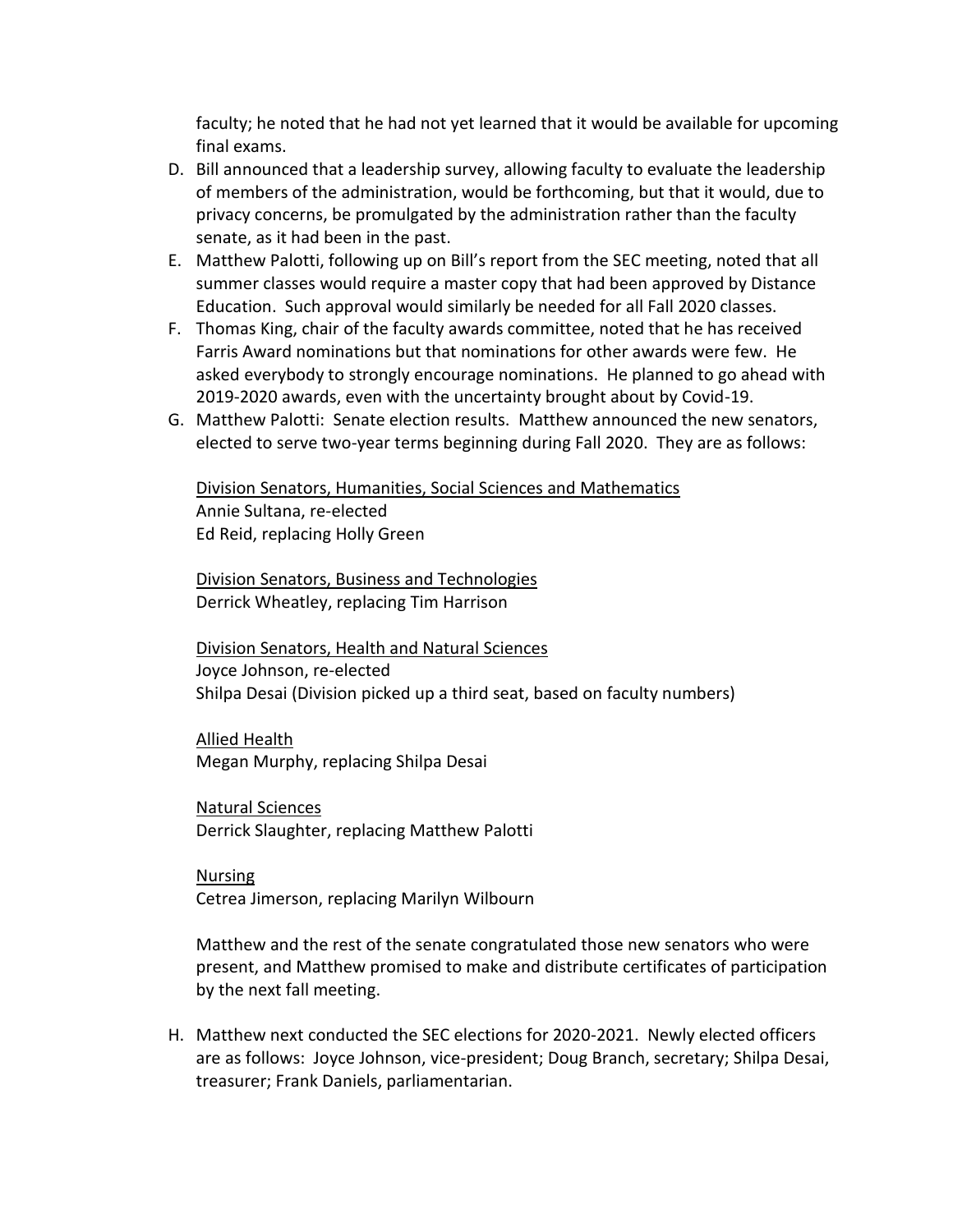faculty; he noted that he had not yet learned that it would be available for upcoming final exams.

D. Bill announced that a leadership survey, allowing faculty to evaluate the leadership of members of the administration, would be forthcoming, but that it would, due to privacy concerns, be promulgated by the administration rather than the faculty senate, as it had been in the past.
E. Matthew Palotti, following up on Bill's report from the SEC meeting, noted that all summer classes would require a master copy that had been approved by Distance Education. Such approval would similarly be needed for all Fall 2020 classes.
F. Thomas King, chair of the faculty awards committee, noted that he has received Farris Award nominations but that nominations for other awards were few. He asked everybody to strongly encourage nominations. He planned to go ahead with 2019-2020 awards, even with the uncertainty brought about by Covid-19.
G. Matthew Palotti: Senate election results. Matthew announced the new senators, elected to serve two-year terms beginning during Fall 2020. They are as follows:

   Division Senators, Humanities, Social Sciences and Mathematics
   Annie Sultana, re-elected
   Ed Reid, replacing Holly Green

   Division Senators, Business and Technologies
   Derrick Wheatley, replacing Tim Harrison

   Division Senators, Health and Natural Sciences
   Joyce Johnson, re-elected
   Shilpa Desai (Division picked up a third seat, based on faculty numbers)

   Allied Health
   Megan Murphy, replacing Shilpa Desai

   Natural Sciences
   Derrick Slaughter, replacing Matthew Palotti

   Nursing
   Cetrea Jimerson, replacing Marilyn Wilbourn

   Matthew and the rest of the senate congratulated those new senators who were present, and Matthew promised to make and distribute certificates of participation by the next fall meeting.

H. Matthew next conducted the SEC elections for 2020-2021. Newly elected officers are as follows: Joyce Johnson, vice-president; Doug Branch, secretary; Shilpa Desai, treasurer; Frank Daniels, parliamentarian.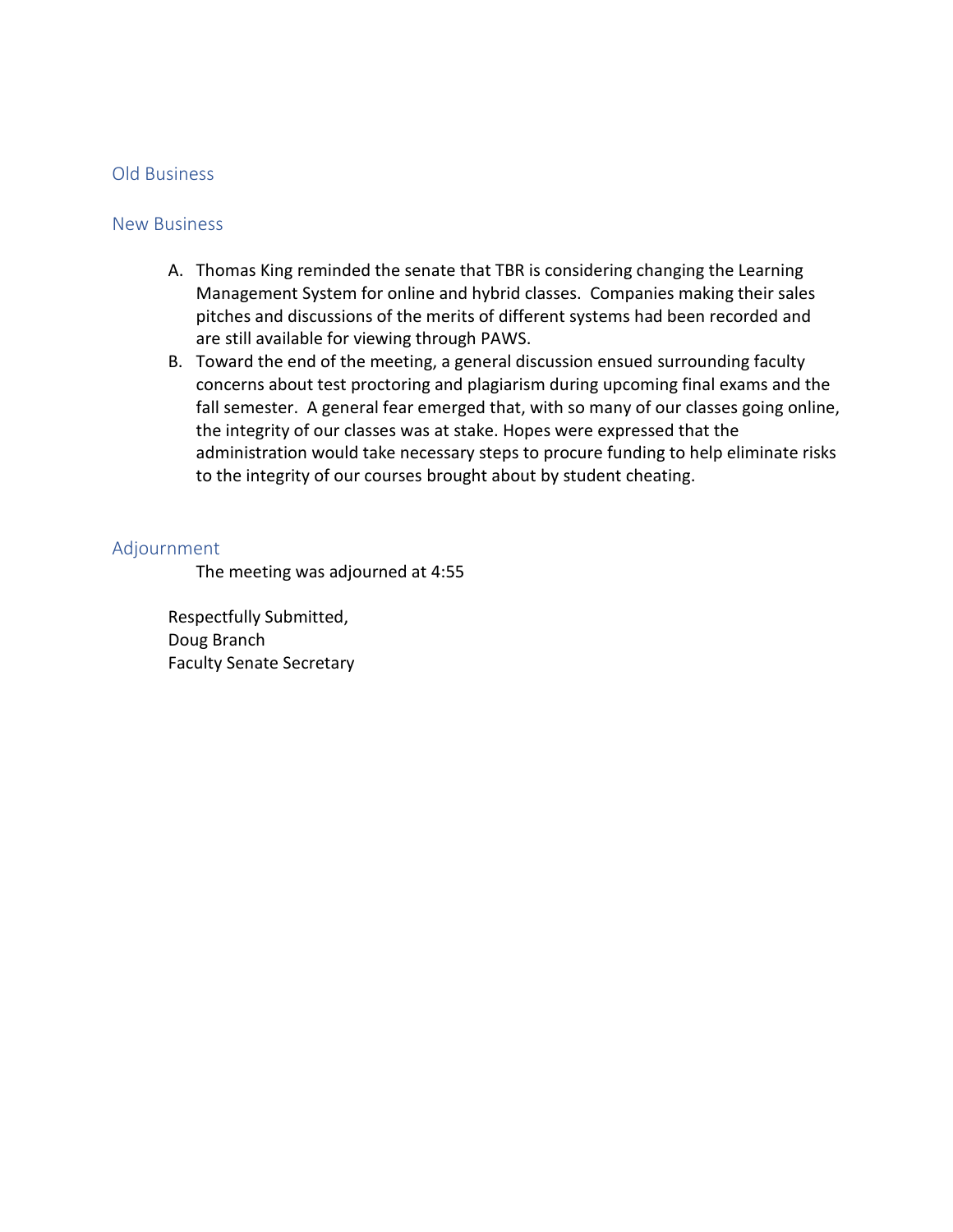## Old Business

## New Business

A. Thomas King reminded the senate that TBR is considering changing the Learning Management System for online and hybrid classes. Companies making their sales pitches and discussions of the merits of different systems had been recorded and are still available for viewing through PAWS.

B. Toward the end of the meeting, a general discussion ensued surrounding faculty concerns about test proctoring and plagiarism during upcoming final exams and the fall semester. A general fear emerged that, with so many of our classes going online, the integrity of our classes was at stake. Hopes were expressed that the administration would take necessary steps to procure funding to help eliminate risks to the integrity of our courses brought about by student cheating.

## Adjournment

The meeting was adjourned at 4:55

Respectfully Submitted,
Doug Branch
Faculty Senate Secretary